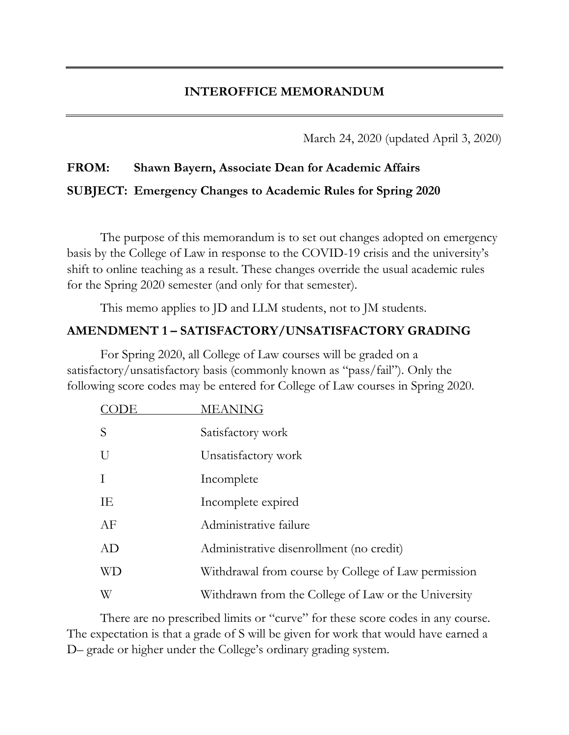# INTEROFFICE MEMORANDUM

March 24, 2020 (updated April 3, 2020)

**FROM:** **Shawn Bayern, Associate Dean for Academic Affairs**

**SUBJECT: Emergency Changes to Academic Rules for Spring 2020**

The purpose of this memorandum is to set out changes adopted on emergency basis by the College of Law in response to the COVID-19 crisis and the university's shift to online teaching as a result. These changes override the usual academic rules for the Spring 2020 semester (and only for that semester).

This memo applies to JD and LLM students, not to JM students.

## AMENDMENT 1 – SATISFACTORY/UNSATISFACTORY GRADING

For Spring 2020, all College of Law courses will be graded on a satisfactory/unsatisfactory basis (commonly known as "pass/fail"). Only the following score codes may be entered for College of Law courses in Spring 2020.

| CODE | MEANING |
| --- | --- |
| S | Satisfactory work |
| U | Unsatisfactory work |
| I | Incomplete |
| IE | Incomplete expired |
| AF | Administrative failure |
| AD | Administrative disenrollment (no credit) |
| WD | Withdrawal from course by College of Law permission |
| W | Withdrawn from the College of Law or the University |

There are no prescribed limits or "curve" for these score codes in any course. The expectation is that a grade of S will be given for work that would have earned a D– grade or higher under the College's ordinary grading system.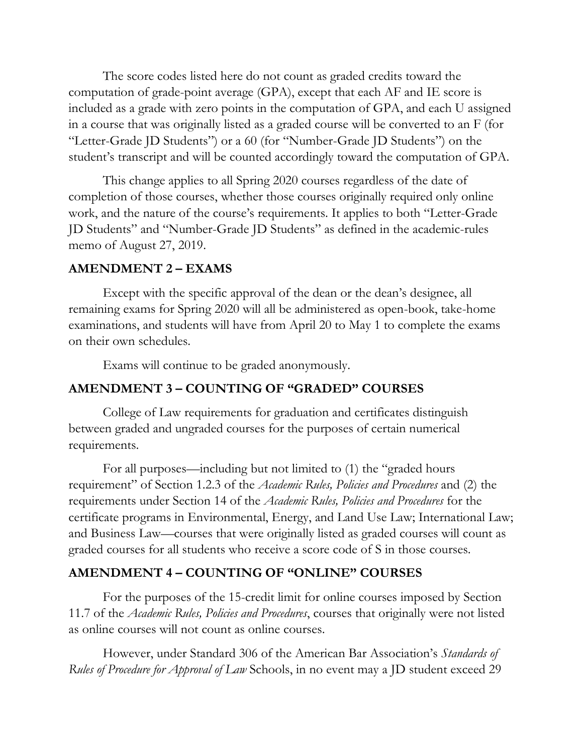The score codes listed here do not count as graded credits toward the computation of grade-point average (GPA), except that each AF and IE score is included as a grade with zero points in the computation of GPA, and each U assigned in a course that was originally listed as a graded course will be converted to an F (for "Letter-Grade JD Students") or a 60 (for "Number-Grade JD Students") on the student's transcript and will be counted accordingly toward the computation of GPA.

This change applies to all Spring 2020 courses regardless of the date of completion of those courses, whether those courses originally required only online work, and the nature of the course's requirements. It applies to both "Letter-Grade JD Students" and "Number-Grade JD Students" as defined in the academic-rules memo of August 27, 2019.

## AMENDMENT 2 – EXAMS

Except with the specific approval of the dean or the dean's designee, all remaining exams for Spring 2020 will all be administered as open-book, take-home examinations, and students will have from April 20 to May 1 to complete the exams on their own schedules.

Exams will continue to be graded anonymously.

## AMENDMENT 3 – COUNTING OF "GRADED" COURSES

College of Law requirements for graduation and certificates distinguish between graded and ungraded courses for the purposes of certain numerical requirements.

For all purposes—including but not limited to (1) the "graded hours requirement" of Section 1.2.3 of the *Academic Rules, Policies and Procedures* and (2) the requirements under Section 14 of the *Academic Rules, Policies and Procedures* for the certificate programs in Environmental, Energy, and Land Use Law; International Law; and Business Law—courses that were originally listed as graded courses will count as graded courses for all students who receive a score code of S in those courses.

## AMENDMENT 4 – COUNTING OF "ONLINE" COURSES

For the purposes of the 15-credit limit for online courses imposed by Section 11.7 of the *Academic Rules, Policies and Procedures*, courses that originally were not listed as online courses will not count as online courses.

However, under Standard 306 of the American Bar Association's *Standards of Rules of Procedure for Approval of Law* Schools, in no event may a JD student exceed 29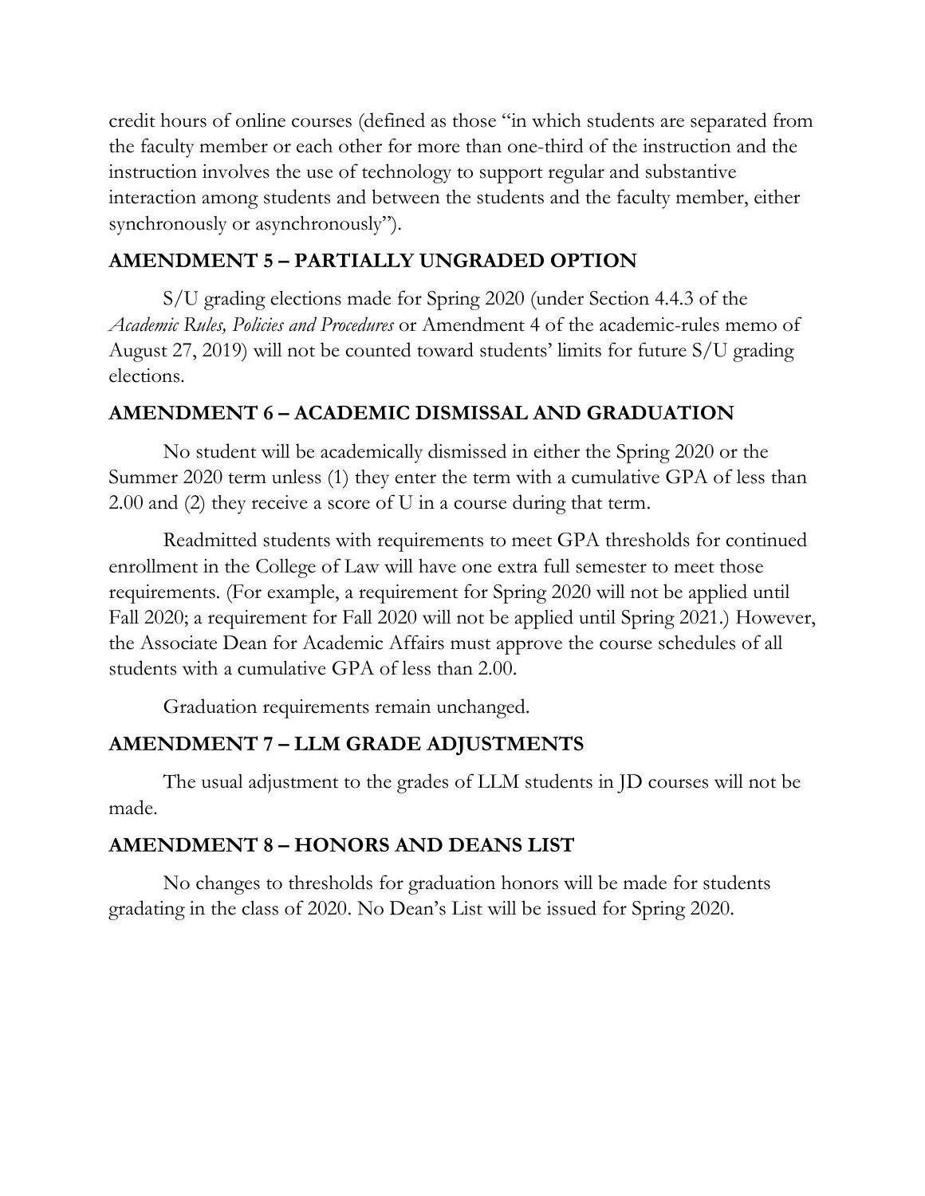credit hours of online courses (defined as those "in which students are separated from the faculty member or each other for more than one-third of the instruction and the instruction involves the use of technology to support regular and substantive interaction among students and between the students and the faculty member, either synchronously or asynchronously").

## AMENDMENT 5 – PARTIALLY UNGRADED OPTION

S/U grading elections made for Spring 2020 (under Section 4.4.3 of the *Academic Rules, Policies and Procedures* or Amendment 4 of the academic-rules memo of August 27, 2019) will not be counted toward students' limits for future S/U grading elections.

## AMENDMENT 6 – ACADEMIC DISMISSAL AND GRADUATION

No student will be academically dismissed in either the Spring 2020 or the Summer 2020 term unless (1) they enter the term with a cumulative GPA of less than 2.00 and (2) they receive a score of U in a course during that term.

Readmitted students with requirements to meet GPA thresholds for continued enrollment in the College of Law will have one extra full semester to meet those requirements. (For example, a requirement for Spring 2020 will not be applied until Fall 2020; a requirement for Fall 2020 will not be applied until Spring 2021.) However, the Associate Dean for Academic Affairs must approve the course schedules of all students with a cumulative GPA of less than 2.00.

Graduation requirements remain unchanged.

## AMENDMENT 7 – LLM GRADE ADJUSTMENTS

The usual adjustment to the grades of LLM students in JD courses will not be made.

## AMENDMENT 8 – HONORS AND DEANS LIST

No changes to thresholds for graduation honors will be made for students gradating in the class of 2020. No Dean's List will be issued for Spring 2020.